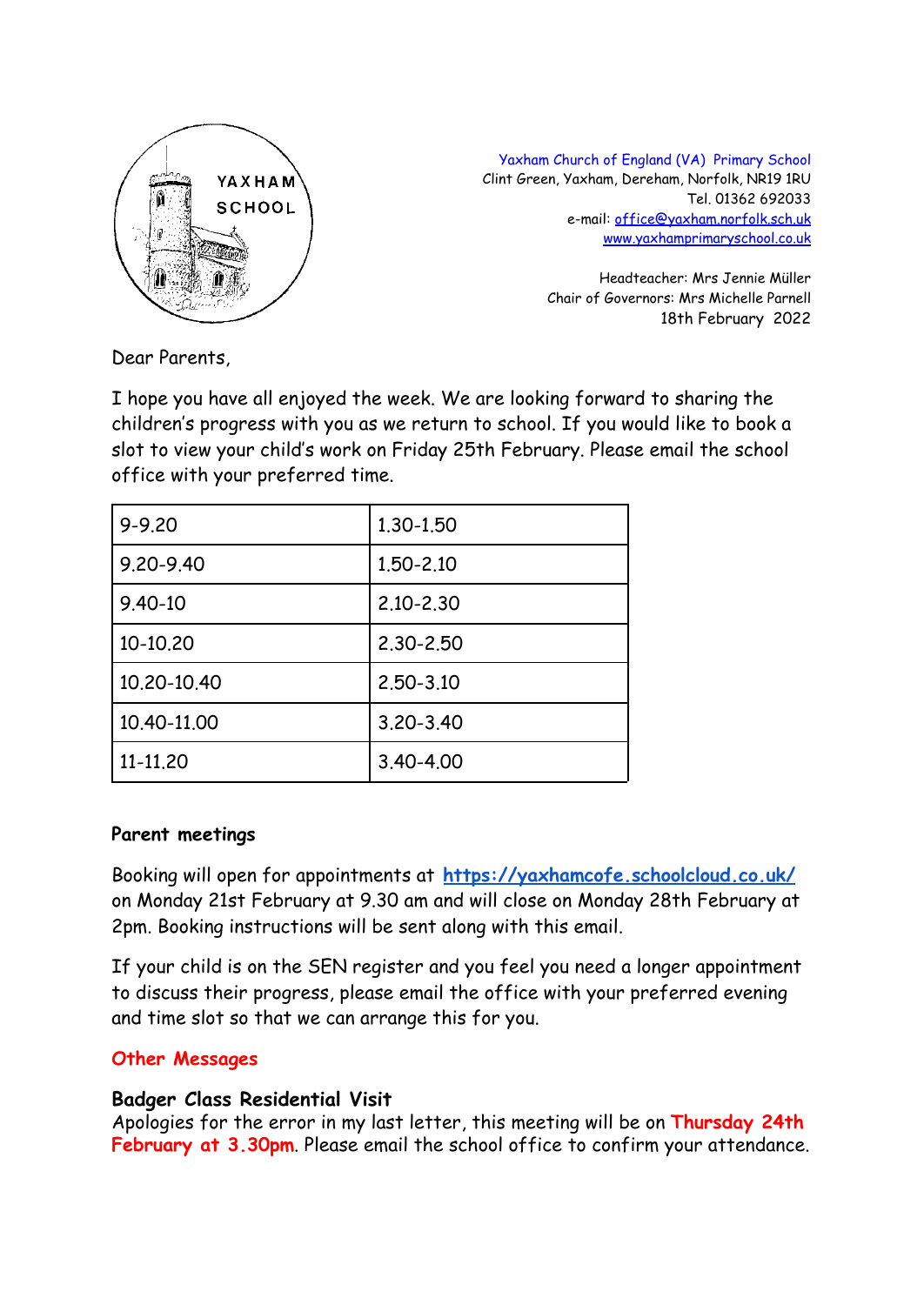YAXHAM SCHOOL

Yaxham Church of England (VA) Primary School
Clint Green, Yaxham, Dereham, Norfolk, NR19 1RU
Tel. 01362 692033
e-mail: office@yaxham.norfolk.sch.uk
www.yaxhamprimaryschool.co.uk

Headteacher: Mrs Jennie Müller
Chair of Governors: Mrs Michelle Parnell
18th February 2022

Dear Parents,

I hope you have all enjoyed the week. We are looking forward to sharing the children's progress with you as we return to school. If you would like to book a slot to view your child's work on Friday 25th February. Please email the school office with your preferred time.

| | |
|---|---|
| 9-9.20 | 1.30-1.50 |
| 9.20-9.40 | 1.50-2.10 |
| 9.40-10 | 2.10-2.30 |
| 10-10.20 | 2.30-2.50 |
| 10.20-10.40 | 2.50-3.10 |
| 10.40-11.00 | 3.20-3.40 |
| 11-11.20 | 3.40-4.00 |

**Parent meetings**

Booking will open for appointments at **https://yaxhamcofe.schoolcloud.co.uk/** on Monday 21st February at 9.30 am and will close on Monday 28th February at 2pm. Booking instructions will be sent along with this email.

If your child is on the SEN register and you feel you need a longer appointment to discuss their progress, please email the office with your preferred evening and time slot so that we can arrange this for you.

**Other Messages**

**Badger Class Residential Visit**
Apologies for the error in my last letter, this meeting will be on **Thursday 24th February at 3.30pm**. Please email the school office to confirm your attendance.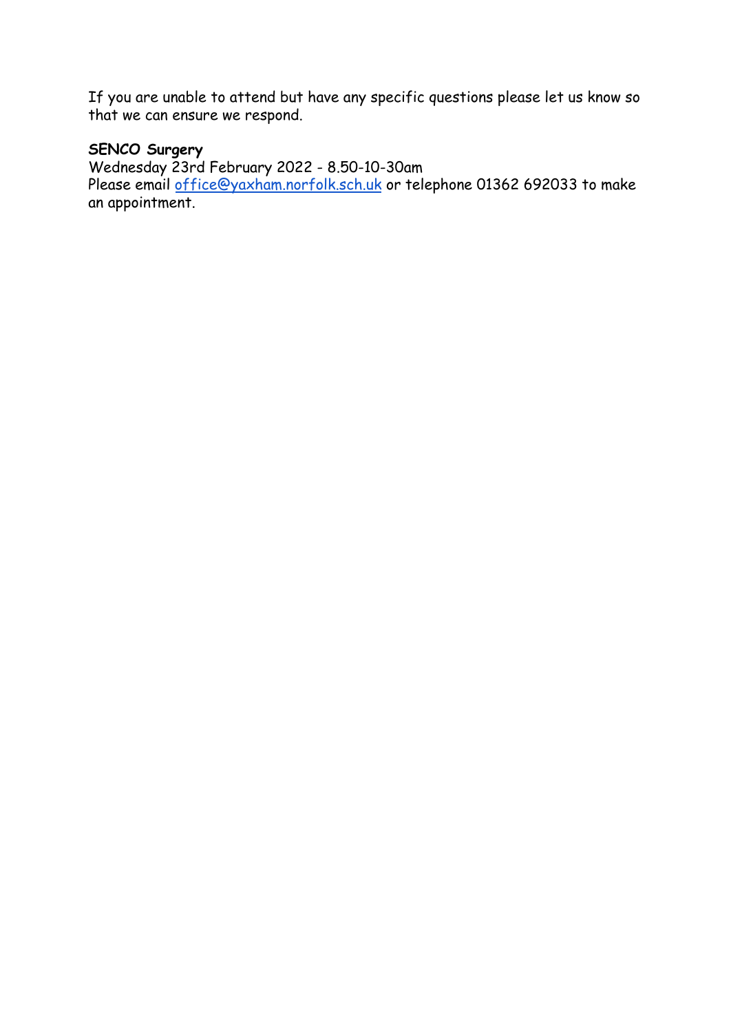If you are unable to attend but have any specific questions please let us know so that we can ensure we respond.

**SENCO Surgery**
Wednesday 23rd February 2022 - 8.50-10-30am
Please email office@yaxham.norfolk.sch.uk or telephone 01362 692033 to make an appointment.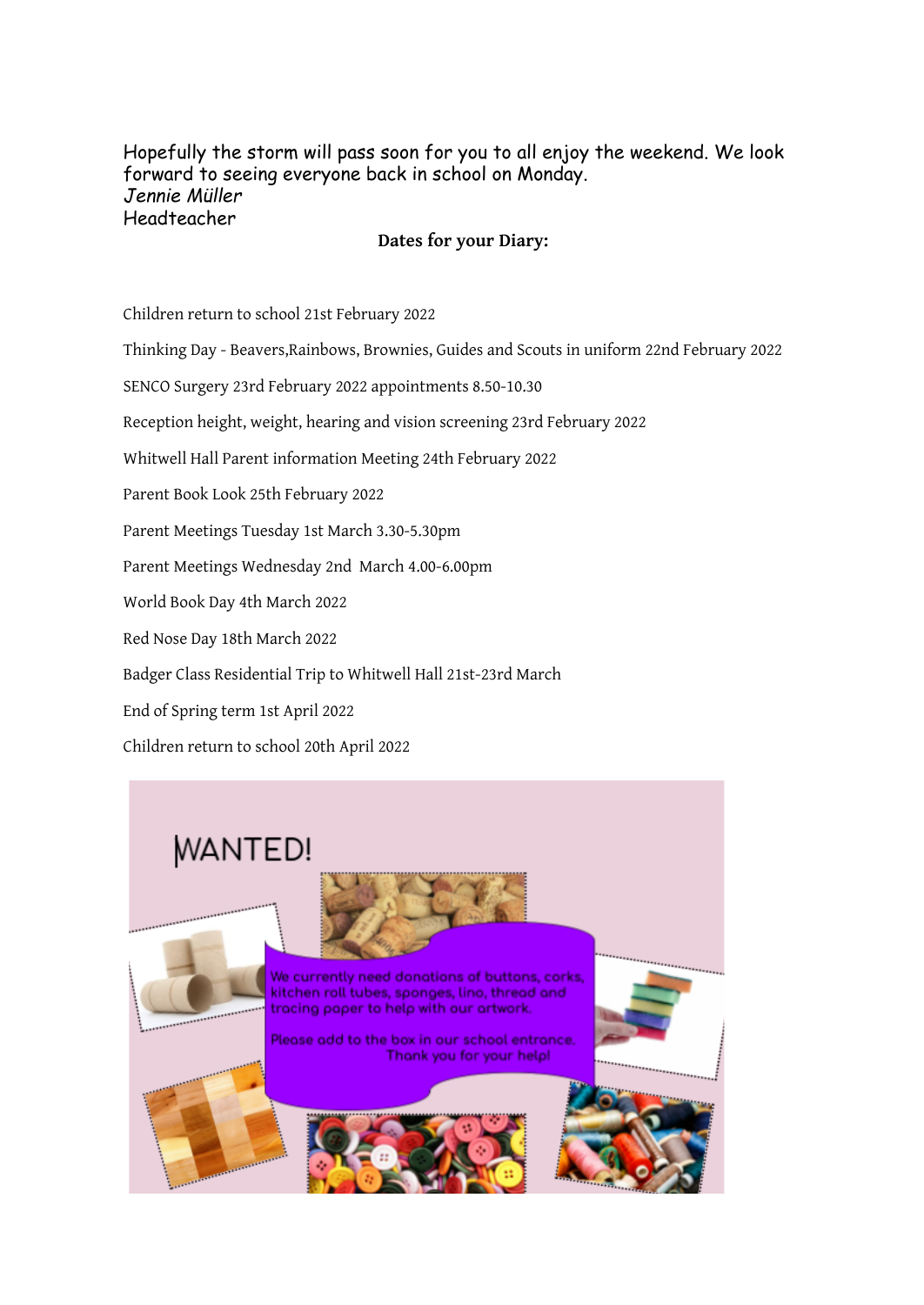Hopefully the storm will pass soon for you to all enjoy the weekend. We look forward to seeing everyone back in school on Monday.
*Jennie Müller*
Headteacher

**Dates for your Diary:**

Children return to school 21st February 2022

Thinking Day - Beavers,Rainbows, Brownies, Guides and Scouts in uniform 22nd February 2022

SENCO Surgery 23rd February 2022 appointments 8.50-10.30

Reception height, weight, hearing and vision screening 23rd February 2022

Whitwell Hall Parent information Meeting 24th February 2022

Parent Book Look 25th February 2022

Parent Meetings Tuesday 1st March 3.30-5.30pm

Parent Meetings Wednesday 2nd March 4.00-6.00pm

World Book Day 4th March 2022

Red Nose Day 18th March 2022

Badger Class Residential Trip to Whitwell Hall 21st-23rd March

End of Spring term 1st April 2022

Children return to school 20th April 2022

WANTED!

We currently need donations of buttons, corks, kitchen roll tubes, sponges, lino, thread and tracing paper to help with our artwork.

Please add to the box in our school entrance.
Thank you for your help!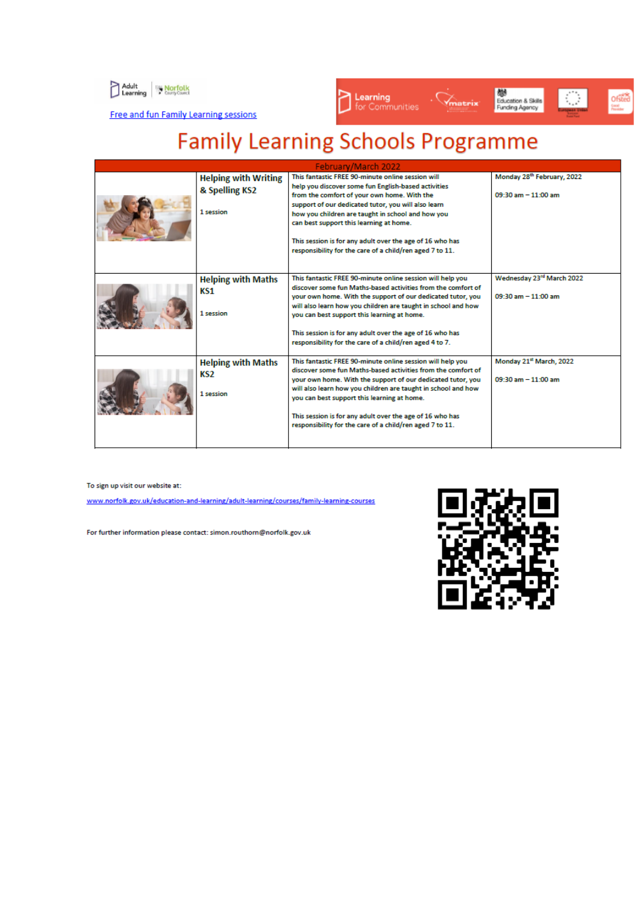Adult Learning | Norfolk County Council

Free and fun Family Learning sessions

Learning for Communities

# Family Learning Schools Programme

| February/March 2022 | | | |
|---|---|---|---|
| | **Helping with Writing & Spelling KS2**<br><br>1 session | This fantastic FREE 90-minute online session will help you discover some fun English-based activities from the comfort of your own home. With the support of our dedicated tutor, you will also learn how you children are taught in school and how you can best support this learning at home.<br><br>This session is for any adult over the age of 16 who has responsibility for the care of a child/ren aged 7 to 11. | Monday 28th February, 2022<br><br>09:30 am – 11:00 am |
| | **Helping with Maths KS1**<br><br>1 session | This fantastic FREE 90-minute online session will help you discover some fun Maths-based activities from the comfort of your own home. With the support of our dedicated tutor, you will also learn how you children are taught in school and how you can best support this learning at home.<br><br>This session is for any adult over the age of 16 who has responsibility for the care of a child/ren aged 4 to 7. | Wednesday 23rd March 2022<br><br>09:30 am – 11:00 am |
| | **Helping with Maths KS2**<br><br>1 session | This fantastic FREE 90-minute online session will help you discover some fun Maths-based activities from the comfort of your own home. With the support of our dedicated tutor, you will also learn how you children are taught in school and how you can best support this learning at home.<br><br>This session is for any adult over the age of 16 who has responsibility for the care of a child/ren aged 7 to 11. | Monday 21st March, 2022<br><br>09:30 am – 11:00 am |

To sign up visit our website at:

www.norfolk.gov.uk/education-and-learning/adult-learning/courses/family-learning-courses

For further information please contact: simon.routhorn@norfolk.gov.uk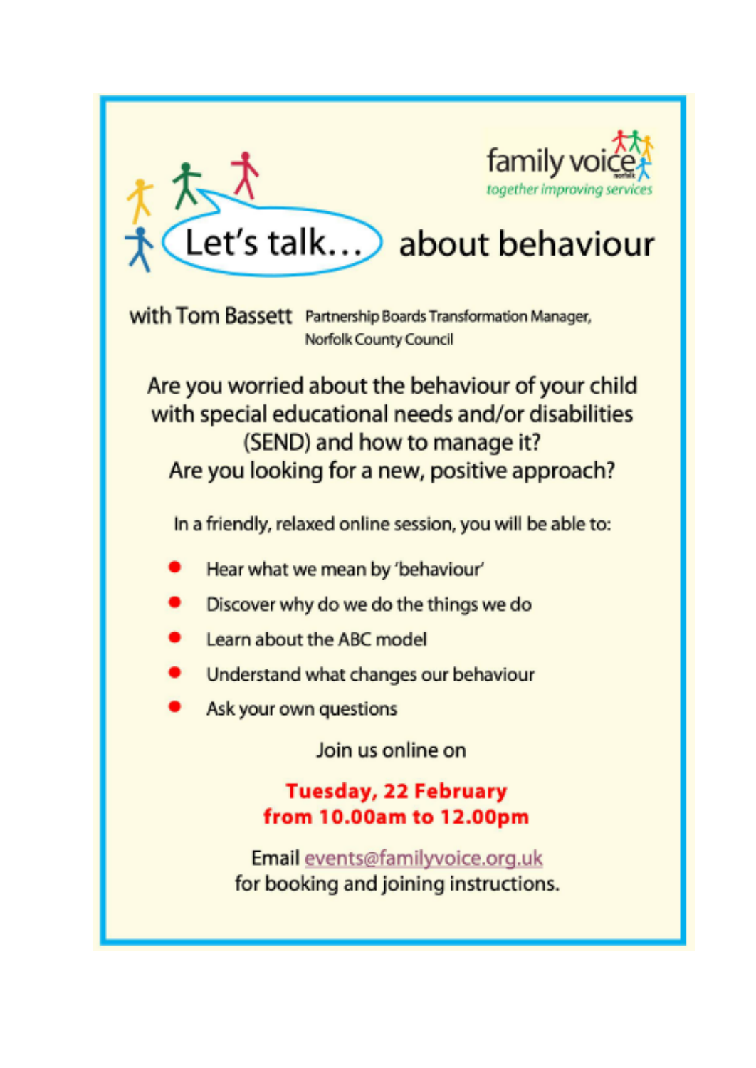family voice

*together improving services*

# Let's talk… about behaviour

with Tom Bassett Partnership Boards Transformation Manager, Norfolk County Council

## Are you worried about the behaviour of your child with special educational needs and/or disabilities (SEND) and how to manage it? Are you looking for a new, positive approach?

In a friendly, relaxed online session, you will be able to:

- Hear what we mean by 'behaviour'
- Discover why do we do the things we do
- Learn about the ABC model
- Understand what changes our behaviour
- Ask your own questions

Join us online on

**Tuesday, 22 February from 10.00am to 12.00pm**

Email events@familyvoice.org.uk for booking and joining instructions.